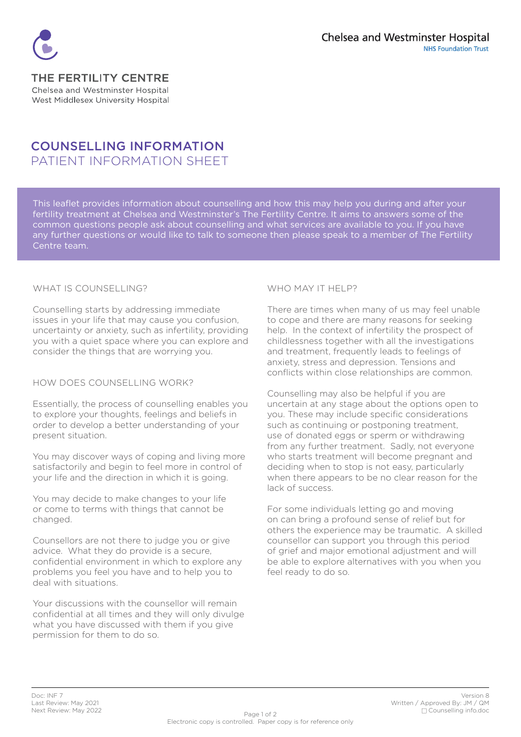Chelsea and Westminster Hospital
NHS Foundation Trust

THE FERTILITY CENTRE
Chelsea and Westminster Hospital
West Middlesex University Hospital

# COUNSELLING INFORMATION
## PATIENT INFORMATION SHEET

This leaflet provides information about counselling and how this may help you during and after your fertility treatment at Chelsea and Westminster's The Fertility Centre. It aims to answers some of the common questions people ask about counselling and what services are available to you. If you have any further questions or would like to talk to someone then please speak to a member of The Fertility Centre team.

### WHAT IS COUNSELLING?

Counselling starts by addressing immediate issues in your life that may cause you confusion, uncertainty or anxiety, such as infertility, providing you with a quiet space where you can explore and consider the things that are worrying you.

### HOW DOES COUNSELLING WORK?

Essentially, the process of counselling enables you to explore your thoughts, feelings and beliefs in order to develop a better understanding of your present situation.

You may discover ways of coping and living more satisfactorily and begin to feel more in control of your life and the direction in which it is going.

You may decide to make changes to your life or come to terms with things that cannot be changed.

Counsellors are not there to judge you or give advice. What they do provide is a secure, confidential environment in which to explore any problems you feel you have and to help you to deal with situations.

Your discussions with the counsellor will remain confidential at all times and they will only divulge what you have discussed with them if you give permission for them to do so.

### WHO MAY IT HELP?

There are times when many of us may feel unable to cope and there are many reasons for seeking help. In the context of infertility the prospect of childlessness together with all the investigations and treatment, frequently leads to feelings of anxiety, stress and depression. Tensions and conflicts within close relationships are common.

Counselling may also be helpful if you are uncertain at any stage about the options open to you. These may include specific considerations such as continuing or postponing treatment, use of donated eggs or sperm or withdrawing from any further treatment. Sadly, not everyone who starts treatment will become pregnant and deciding when to stop is not easy, particularly when there appears to be no clear reason for the lack of success.

For some individuals letting go and moving on can bring a profound sense of relief but for others the experience may be traumatic. A skilled counsellor can support you through this period of grief and major emotional adjustment and will be able to explore alternatives with you when you feel ready to do so.

Doc: INF 7
Last Review: May 2021
Next Review: May 2022

Version 8
Written / Approved By: JM / QM
Counselling info.doc

Electronic copy is controlled. Paper copy is for reference only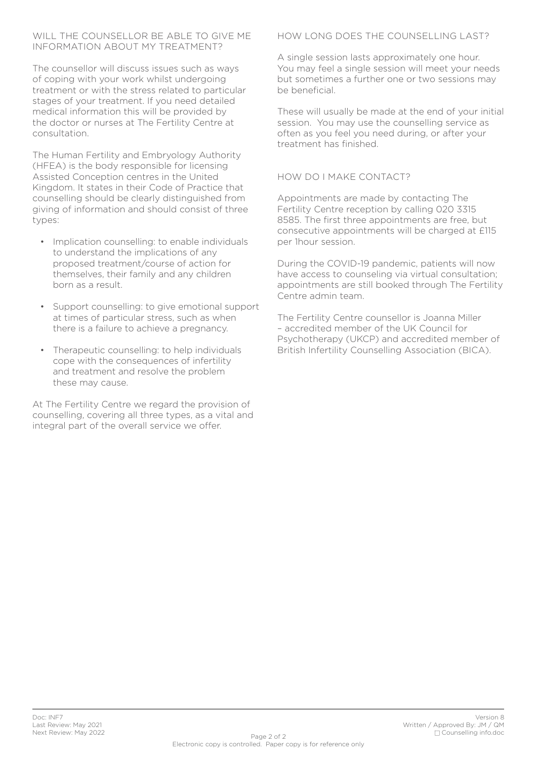## WILL THE COUNSELLOR BE ABLE TO GIVE ME INFORMATION ABOUT MY TREATMENT?

The counsellor will discuss issues such as ways of coping with your work whilst undergoing treatment or with the stress related to particular stages of your treatment. If you need detailed medical information this will be provided by the doctor or nurses at The Fertility Centre at consultation.

The Human Fertility and Embryology Authority (HFEA) is the body responsible for licensing Assisted Conception centres in the United Kingdom. It states in their Code of Practice that counselling should be clearly distinguished from giving of information and should consist of three types:

- Implication counselling: to enable individuals to understand the implications of any proposed treatment/course of action for themselves, their family and any children born as a result.
- Support counselling: to give emotional support at times of particular stress, such as when there is a failure to achieve a pregnancy.
- Therapeutic counselling: to help individuals cope with the consequences of infertility and treatment and resolve the problem these may cause.

At The Fertility Centre we regard the provision of counselling, covering all three types, as a vital and integral part of the overall service we offer.

## HOW LONG DOES THE COUNSELLING LAST?

A single session lasts approximately one hour. You may feel a single session will meet your needs but sometimes a further one or two sessions may be beneficial.

These will usually be made at the end of your initial session. You may use the counselling service as often as you feel you need during, or after your treatment has finished.

## HOW DO I MAKE CONTACT?

Appointments are made by contacting The Fertility Centre reception by calling 020 3315 8585. The first three appointments are free, but consecutive appointments will be charged at £115 per 1hour session.

During the COVID-19 pandemic, patients will now have access to counseling via virtual consultation; appointments are still booked through The Fertility Centre admin team.

The Fertility Centre counsellor is Joanna Miller – accredited member of the UK Council for Psychotherapy (UKCP) and accredited member of British Infertility Counselling Association (BICA).

Doc: INF7
Last Review: May 2021
Next Review: May 2022

Version 8
Written / Approved By: JM / QM
Counselling info.doc

Electronic copy is controlled. Paper copy is for reference only